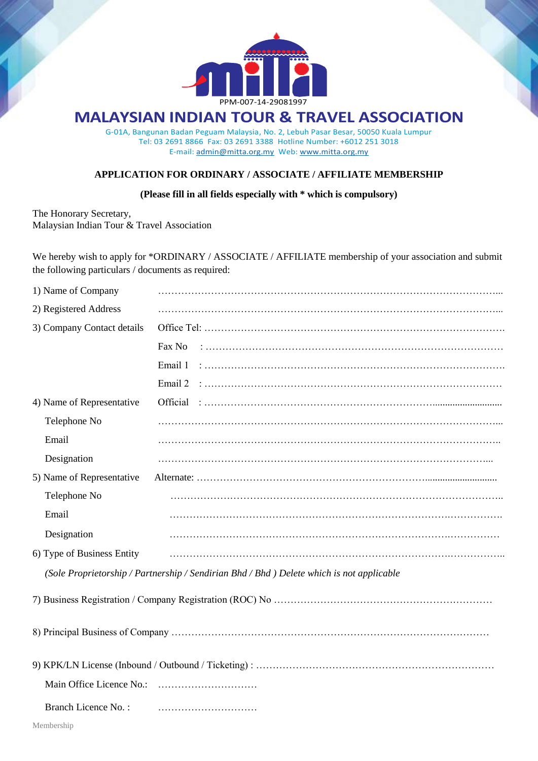PPM-007-14-29081997

# MALAYSIAN INDIAN TOUR & TRAVEL ASSOCIATION

G-01A, Bangunan Badan Peguam Malaysia, No. 2, Lebuh Pasar Besar, 50050 Kuala Lumpur
Tel: 03 2691 8866 Fax: 03 2691 3388 Hotline Number: +6012 251 3018
E-mail: admin@mitta.org.my Web: www.mitta.org.my

## APPLICATION FOR ORDINARY / ASSOCIATE / AFFILIATE MEMBERSHIP

**(Please fill in all fields especially with * which is compulsory)**

The Honorary Secretary,
Malaysian Indian Tour & Travel Association

We hereby wish to apply for *ORDINARY / ASSOCIATE / AFFILIATE membership of your association and submit the following particulars / documents as required:

1) Name of Company ……………………………………………………………………………………...

2) Registered Address ……………………………………………………………………………………...

3) Company Contact details Office Tel: ……………………………………………………………………………

Fax No : ……………………………………………………………………………

Email 1 : ……………………………………………………………………………

Email 2 : ……………………………………………………………………………

4) Name of Representative Official : ……………………………………………………………………………

Telephone No ……………………………………………………………………………………...

Email ……………………………………………………………………………………..

Designation ……………………………………………………………………………………...

5) Name of Representative Alternate: ……………………………………………………………………………

Telephone No ……………………………………………………………………………………..

Email ……………………………………………………………………………………..

Designation ……………………………………………………………………………………

6) Type of Business Entity ……………………………………………………………………………………..

*(Sole Proprietorship / Partnership / Sendirian Bhd / Bhd ) Delete which is not applicable*

7) Business Registration / Company Registration (ROC) No ……………………………………………………………

8) Principal Business of Company ………………………………………………………………………………

9) KPK/LN License (Inbound / Outbound / Ticketing) : ……………………………………………………………

Main Office Licence No.: …………………………

Branch Licence No. : …………………………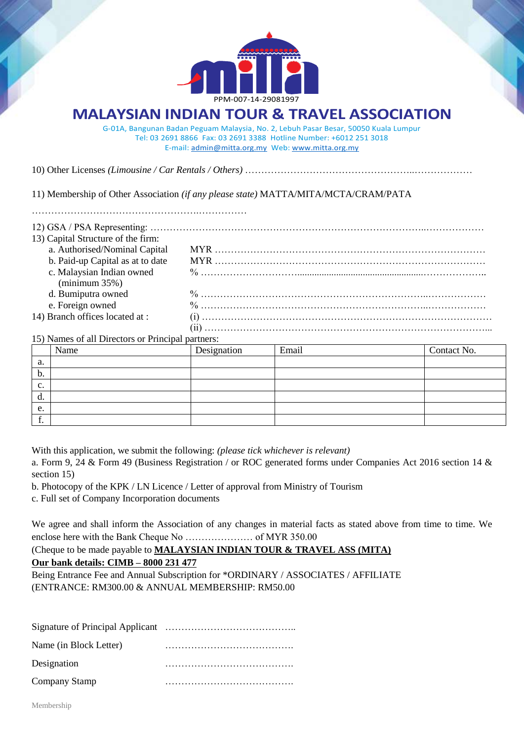PPM-007-14-29081997

# MALAYSIAN INDIAN TOUR & TRAVEL ASSOCIATION

G-01A, Bangunan Badan Peguam Malaysia, No. 2, Lebuh Pasar Besar, 50050 Kuala Lumpur
Tel: 03 2691 8866 Fax: 03 2691 3388 Hotline Number: +6012 251 3018
E-mail: admin@mitta.org.my Web: www.mitta.org.my

10) Other Licenses *(Limousine / Car Rentals / Others)* ……………………………………………..………………

11) Membership of Other Association *(if any please state)* MATTA/MITA/MCTA/CRAM/PATA

……………………………………………..……………

12) GSA / PSA Representing: ……………………………………………………………………………..………………

13) Capital Structure of the firm:

- a. Authorised/Nominal Capital MYR ……………………………………………………………………………
- b. Paid-up Capital as at to date MYR ……………………………………………………………………………
- c. Malaysian Indian owned (minimum 35%) % ………………………….....................................................………………..
- d. Bumiputra owned % ……………………………………………………………………..………………
- e. Foreign owned % ……………………………………………………………………..………………

14) Branch offices located at : (i) ……………………………………………………………………………… (ii) ………………………………………………………………………………...

15) Names of all Directors or Principal partners:

| | Name | Designation | Email | Contact No. |
|---|---|---|---|---|
| a. | | | | |
| b. | | | | |
| c. | | | | |
| d. | | | | |
| e. | | | | |
| f. | | | | |

With this application, we submit the following: *(please tick whichever is relevant)*

a. Form 9, 24 & Form 49 (Business Registration / or ROC generated forms under Companies Act 2016 section 14 & section 15)

b. Photocopy of the KPK / LN Licence / Letter of approval from Ministry of Tourism

c. Full set of Company Incorporation documents

We agree and shall inform the Association of any changes in material facts as stated above from time to time. We enclose here with the Bank Cheque No ………………… of MYR 350.00

(Cheque to be made payable to **MALAYSIAN INDIAN TOUR & TRAVEL ASS (MITA)**

**Our bank details: CIMB – 8000 231 477**

Being Entrance Fee and Annual Subscription for *ORDINARY / ASSOCIATES / AFFILIATE
(ENTRANCE: RM300.00 & ANNUAL MEMBERSHIP: RM50.00

Signature of Principal Applicant …………………………………..

Name (in Block Letter) ………………………………….

Designation ………………………………….

Company Stamp ………………………………….

Membership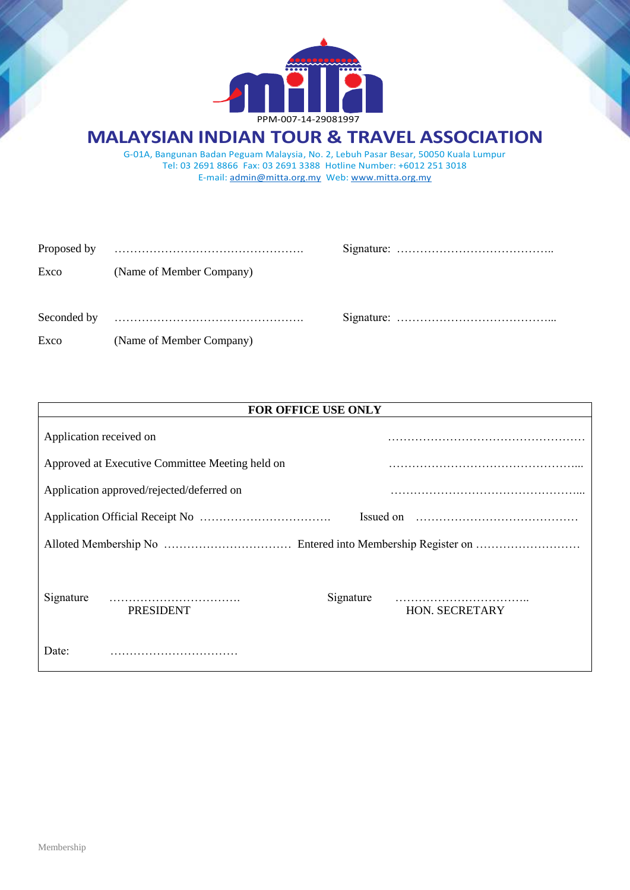PPM-007-14-29081997

# MALAYSIAN INDIAN TOUR & TRAVEL ASSOCIATION

G-01A, Bangunan Badan Peguam Malaysia, No. 2, Lebuh Pasar Besar, 50050 Kuala Lumpur
Tel: 03 2691 8866 Fax: 03 2691 3388 Hotline Number: +6012 251 3018
E-mail: admin@mitta.org.my Web: www.mitta.org.my

Proposed by ………………………………………… Signature: …………………………………..
Exco (Name of Member Company)

Seconded by ………………………………………… Signature: …………………………………...
Exco (Name of Member Company)

**FOR OFFICE USE ONLY**

Application received on ……………………………………………

Approved at Executive Committee Meeting held on …………………………………………...

Application approved/rejected/deferred on …………………………………………...

Application Official Receipt No ……………………………. Issued on ……………………………………

Alloted Membership No …………………………… Entered into Membership Register on ………………………

Signature ……………………………. PRESIDENT

Signature …………………………….. HON. SECRETARY

Date: ……………………………